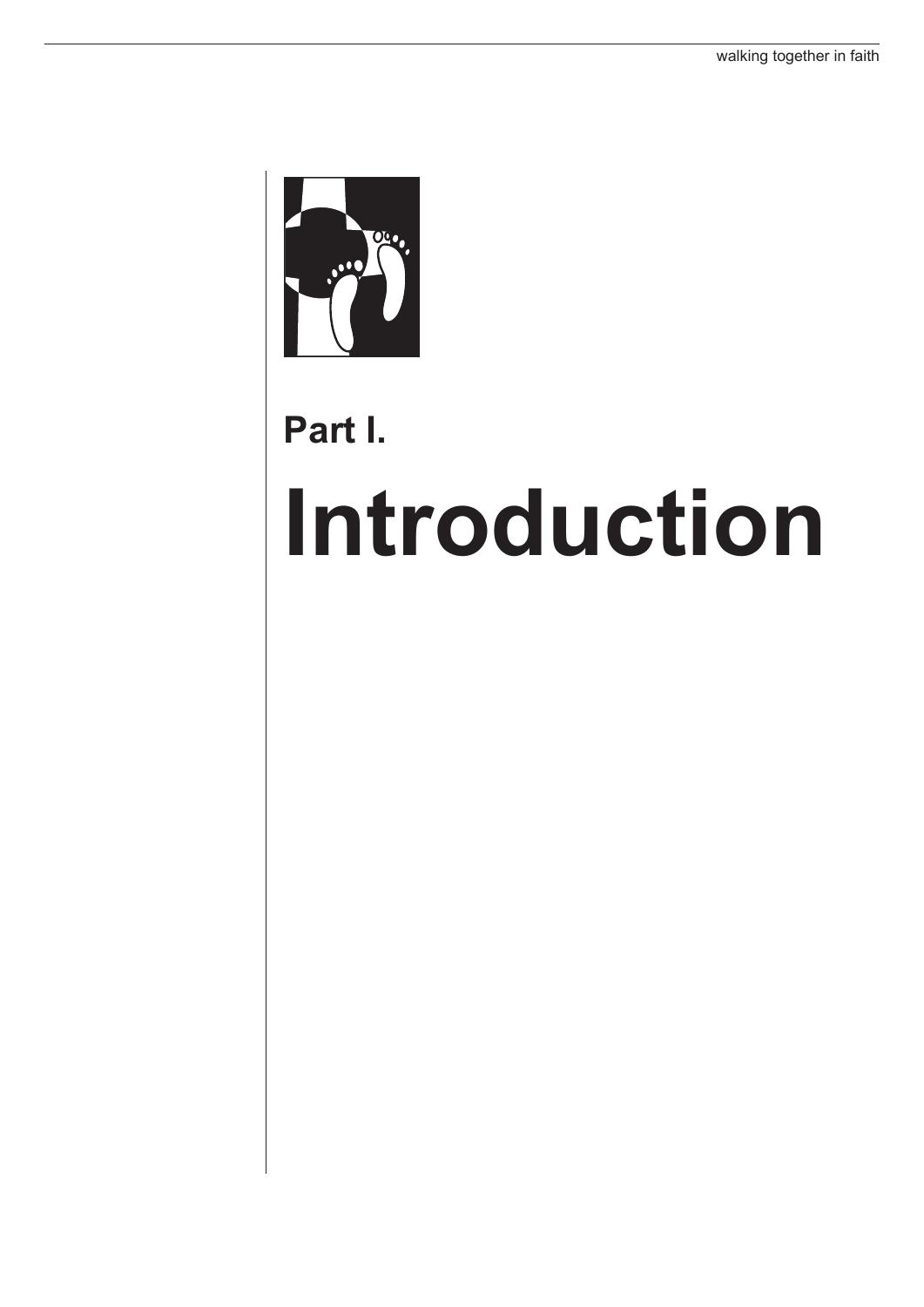# Part I.

# Introduction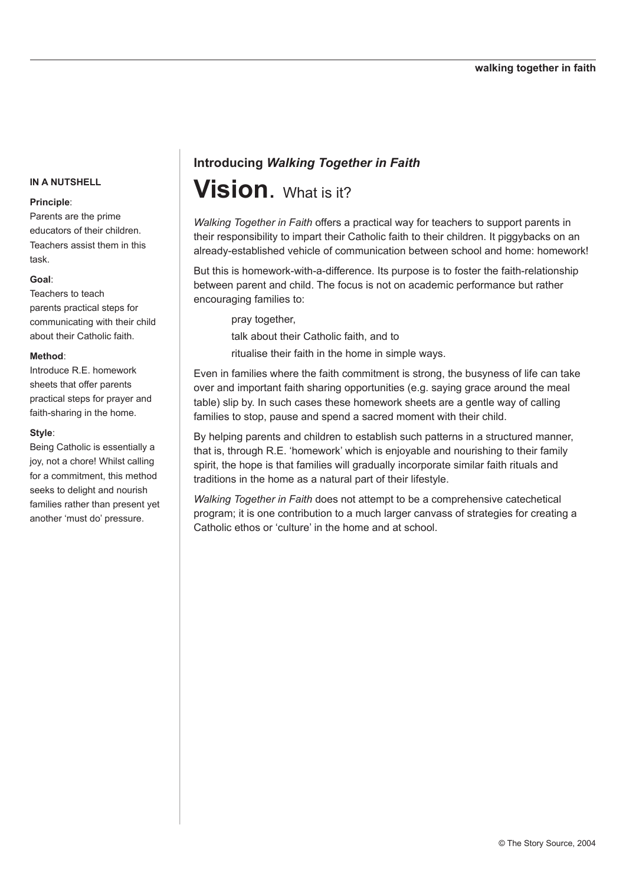### IN A NUTSHELL

**Principle**:
Parents are the prime educators of their children. Teachers assist them in this task.

**Goal**:
Teachers to teach parents practical steps for communicating with their child about their Catholic faith.

**Method**:
Introduce R.E. homework sheets that offer parents practical steps for prayer and faith-sharing in the home.

**Style**:
Being Catholic is essentially a joy, not a chore! Whilst calling for a commitment, this method seeks to delight and nourish families rather than present yet another 'must do' pressure.

## Introducing *Walking Together in Faith*

# Vision. What is it?

*Walking Together in Faith* offers a practical way for teachers to support parents in their responsibility to impart their Catholic faith to their children. It piggybacks on an already-established vehicle of communication between school and home: homework!

But this is homework-with-a-difference. Its purpose is to foster the faith-relationship between parent and child. The focus is not on academic performance but rather encouraging families to:

> pray together,
>
> talk about their Catholic faith, and to
>
> ritualise their faith in the home in simple ways.

Even in families where the faith commitment is strong, the busyness of life can take over and important faith sharing opportunities (e.g. saying grace around the meal table) slip by. In such cases these homework sheets are a gentle way of calling families to stop, pause and spend a sacred moment with their child.

By helping parents and children to establish such patterns in a structured manner, that is, through R.E. 'homework' which is enjoyable and nourishing to their family spirit, the hope is that families will gradually incorporate similar faith rituals and traditions in the home as a natural part of their lifestyle.

*Walking Together in Faith* does not attempt to be a comprehensive catechetical program; it is one contribution to a much larger canvass of strategies for creating a Catholic ethos or 'culture' in the home and at school.

© The Story Source, 2004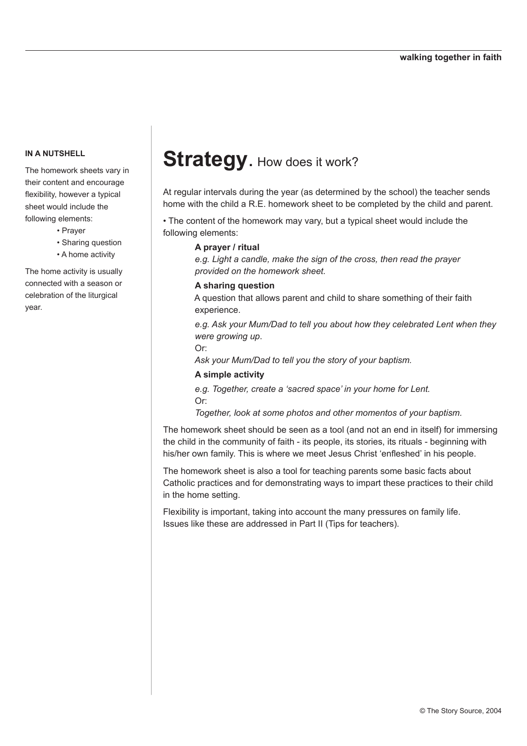**IN A NUTSHELL**

The homework sheets vary in their content and encourage flexibility, however a typical sheet would include the following elements:

- Prayer
- Sharing question
- A home activity

The home activity is usually connected with a season or celebration of the liturgical year.

# **Strategy.** How does it work?

At regular intervals during the year (as determined by the school) the teacher sends home with the child a R.E. homework sheet to be completed by the child and parent.

• The content of the homework may vary, but a typical sheet would include the following elements:

> **A prayer / ritual**
>
> *e.g. Light a candle, make the sign of the cross, then read the prayer provided on the homework sheet.*
>
> **A sharing question**
>
> A question that allows parent and child to share something of their faith experience.
>
> *e.g. Ask your Mum/Dad to tell you about how they celebrated Lent when they were growing up*.
>
> Or:
>
> *Ask your Mum/Dad to tell you the story of your baptism.*
>
> **A simple activity**
>
> *e.g. Together, create a 'sacred space' in your home for Lent.*
>
> Or:
>
> *Together, look at some photos and other momentos of your baptism.*

The homework sheet should be seen as a tool (and not an end in itself) for immersing the child in the community of faith - its people, its stories, its rituals - beginning with his/her own family. This is where we meet Jesus Christ 'enfleshed' in his people.

The homework sheet is also a tool for teaching parents some basic facts about Catholic practices and for demonstrating ways to impart these practices to their child in the home setting.

Flexibility is important, taking into account the many pressures on family life. Issues like these are addressed in Part II (Tips for teachers).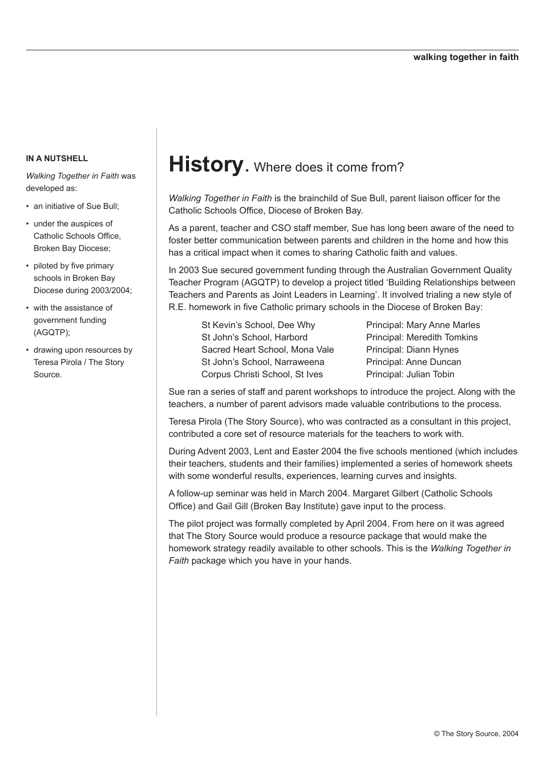**IN A NUTSHELL**

*Walking Together in Faith* was developed as:

- an initiative of Sue Bull;
- under the auspices of Catholic Schools Office, Broken Bay Diocese;
- piloted by five primary schools in Broken Bay Diocese during 2003/2004;
- with the assistance of government funding (AGQTP);
- drawing upon resources by Teresa Pirola / The Story Source.

# **History.** Where does it come from?

*Walking Together in Faith* is the brainchild of Sue Bull, parent liaison officer for the Catholic Schools Office, Diocese of Broken Bay.

As a parent, teacher and CSO staff member, Sue has long been aware of the need to foster better communication between parents and children in the home and how this has a critical impact when it comes to sharing Catholic faith and values.

In 2003 Sue secured government funding through the Australian Government Quality Teacher Program (AGQTP) to develop a project titled 'Building Relationships between Teachers and Parents as Joint Leaders in Learning'. It involved trialing a new style of R.E. homework in five Catholic primary schools in the Diocese of Broken Bay:

| School | Principal |
|---|---|
| St Kevin's School, Dee Why | Principal: Mary Anne Marles |
| St John's School, Harbord | Principal: Meredith Tomkins |
| Sacred Heart School, Mona Vale | Principal: Diann Hynes |
| St John's School, Narraweena | Principal: Anne Duncan |
| Corpus Christi School, St Ives | Principal: Julian Tobin |

Sue ran a series of staff and parent workshops to introduce the project. Along with the teachers, a number of parent advisors made valuable contributions to the process.

Teresa Pirola (The Story Source), who was contracted as a consultant in this project, contributed a core set of resource materials for the teachers to work with.

During Advent 2003, Lent and Easter 2004 the five schools mentioned (which includes their teachers, students and their families) implemented a series of homework sheets with some wonderful results, experiences, learning curves and insights.

A follow-up seminar was held in March 2004. Margaret Gilbert (Catholic Schools Office) and Gail Gill (Broken Bay Institute) gave input to the process.

The pilot project was formally completed by April 2004. From here on it was agreed that The Story Source would produce a resource package that would make the homework strategy readily available to other schools. This is the *Walking Together in Faith* package which you have in your hands.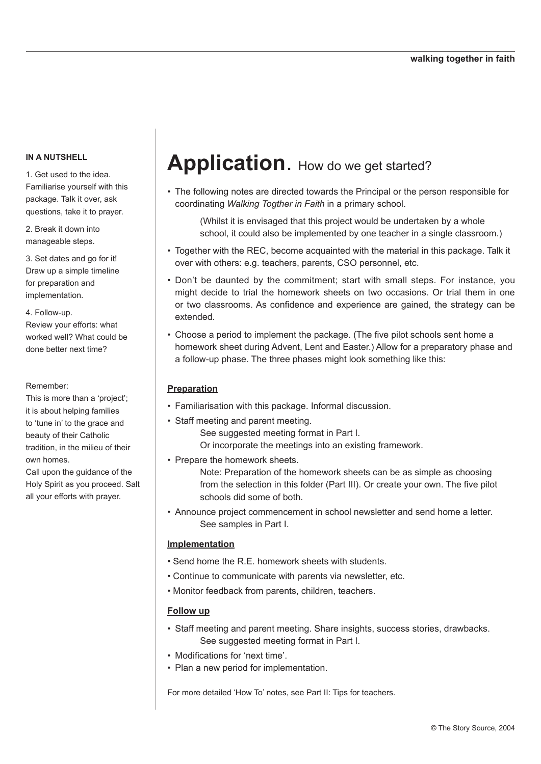## Application. How do we get started?

**IN A NUTSHELL**

1. Get used to the idea. Familiarise yourself with this package. Talk it over, ask questions, take it to prayer.

2. Break it down into manageable steps.

3. Set dates and go for it! Draw up a simple timeline for preparation and implementation.

4. Follow-up. Review your efforts: what worked well? What could be done better next time?

Remember:
This is more than a 'project'; it is about helping families to 'tune in' to the grace and beauty of their Catholic tradition, in the milieu of their own homes.
Call upon the guidance of the Holy Spirit as you proceed. Salt all your efforts with prayer.

- The following notes are directed towards the Principal or the person responsible for coordinating *Walking Togther in Faith* in a primary school.

    (Whilst it is envisaged that this project would be undertaken by a whole school, it could also be implemented by one teacher in a single classroom.)

- Together with the REC, become acquainted with the material in this package. Talk it over with others: e.g. teachers, parents, CSO personnel, etc.
- Don't be daunted by the commitment; start with small steps. For instance, you might decide to trial the homework sheets on two occasions. Or trial them in one or two classrooms. As confidence and experience are gained, the strategy can be extended.
- Choose a period to implement the package. (The five pilot schools sent home a homework sheet during Advent, Lent and Easter.) Allow for a preparatory phase and a follow-up phase. The three phases might look something like this:

**Preparation**

- Familiarisation with this package. Informal discussion.
- Staff meeting and parent meeting.
    See suggested meeting format in Part I.
    Or incorporate the meetings into an existing framework.
- Prepare the homework sheets.
    Note: Preparation of the homework sheets can be as simple as choosing from the selection in this folder (Part III). Or create your own. The five pilot schools did some of both.
- Announce project commencement in school newsletter and send home a letter.
    See samples in Part I.

**Implementation**

- Send home the R.E. homework sheets with students.
- Continue to communicate with parents via newsletter, etc.
- Monitor feedback from parents, children, teachers.

**Follow up**

- Staff meeting and parent meeting. Share insights, success stories, drawbacks.
    See suggested meeting format in Part I.
- Modifications for 'next time'.
- Plan a new period for implementation.

For more detailed 'How To' notes, see Part II: Tips for teachers.

© The Story Source, 2004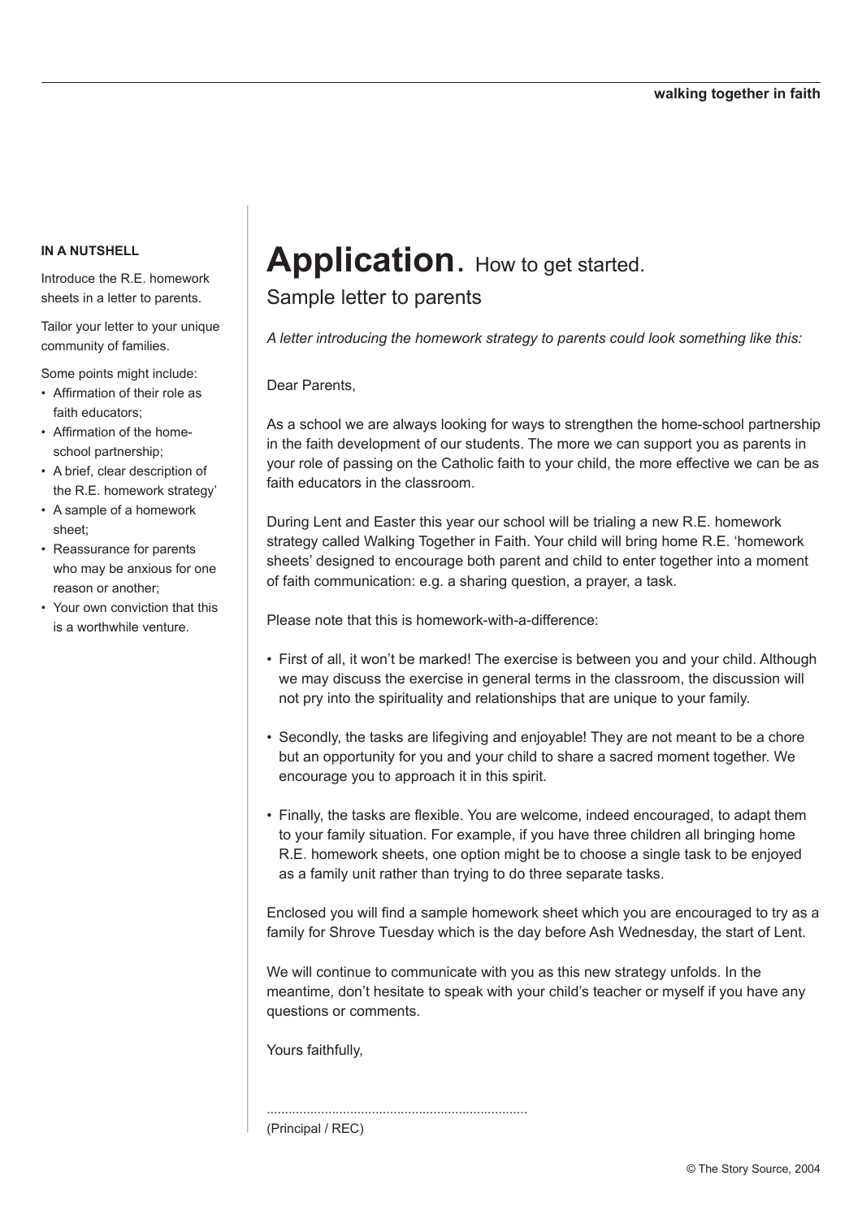**IN A NUTSHELL**

Introduce the R.E. homework sheets in a letter to parents.

Tailor your letter to your unique community of families.

Some points might include:

- Affirmation of their role as faith educators;
- Affirmation of the home-school partnership;
- A brief, clear description of the R.E. homework strategy'
- A sample of a homework sheet;
- Reassurance for parents who may be anxious for one reason or another;
- Your own conviction that this is a worthwhile venture.

# Application. How to get started.

## Sample letter to parents

*A letter introducing the homework strategy to parents could look something like this:*

Dear Parents,

As a school we are always looking for ways to strengthen the home-school partnership in the faith development of our students. The more we can support you as parents in your role of passing on the Catholic faith to your child, the more effective we can be as faith educators in the classroom.

During Lent and Easter this year our school will be trialing a new R.E. homework strategy called Walking Together in Faith. Your child will bring home R.E. 'homework sheets' designed to encourage both parent and child to enter together into a moment of faith communication: e.g. a sharing question, a prayer, a task.

Please note that this is homework-with-a-difference:

- First of all, it won't be marked! The exercise is between you and your child. Although we may discuss the exercise in general terms in the classroom, the discussion will not pry into the spirituality and relationships that are unique to your family.
- Secondly, the tasks are lifegiving and enjoyable! They are not meant to be a chore but an opportunity for you and your child to share a sacred moment together. We encourage you to approach it in this spirit.
- Finally, the tasks are flexible. You are welcome, indeed encouraged, to adapt them to your family situation. For example, if you have three children all bringing home R.E. homework sheets, one option might be to choose a single task to be enjoyed as a family unit rather than trying to do three separate tasks.

Enclosed you will find a sample homework sheet which you are encouraged to try as a family for Shrove Tuesday which is the day before Ash Wednesday, the start of Lent.

We will continue to communicate with you as this new strategy unfolds. In the meantime, don't hesitate to speak with your child's teacher or myself if you have any questions or comments.

Yours faithfully,

.......................................................................

(Principal / REC)

© The Story Source, 2004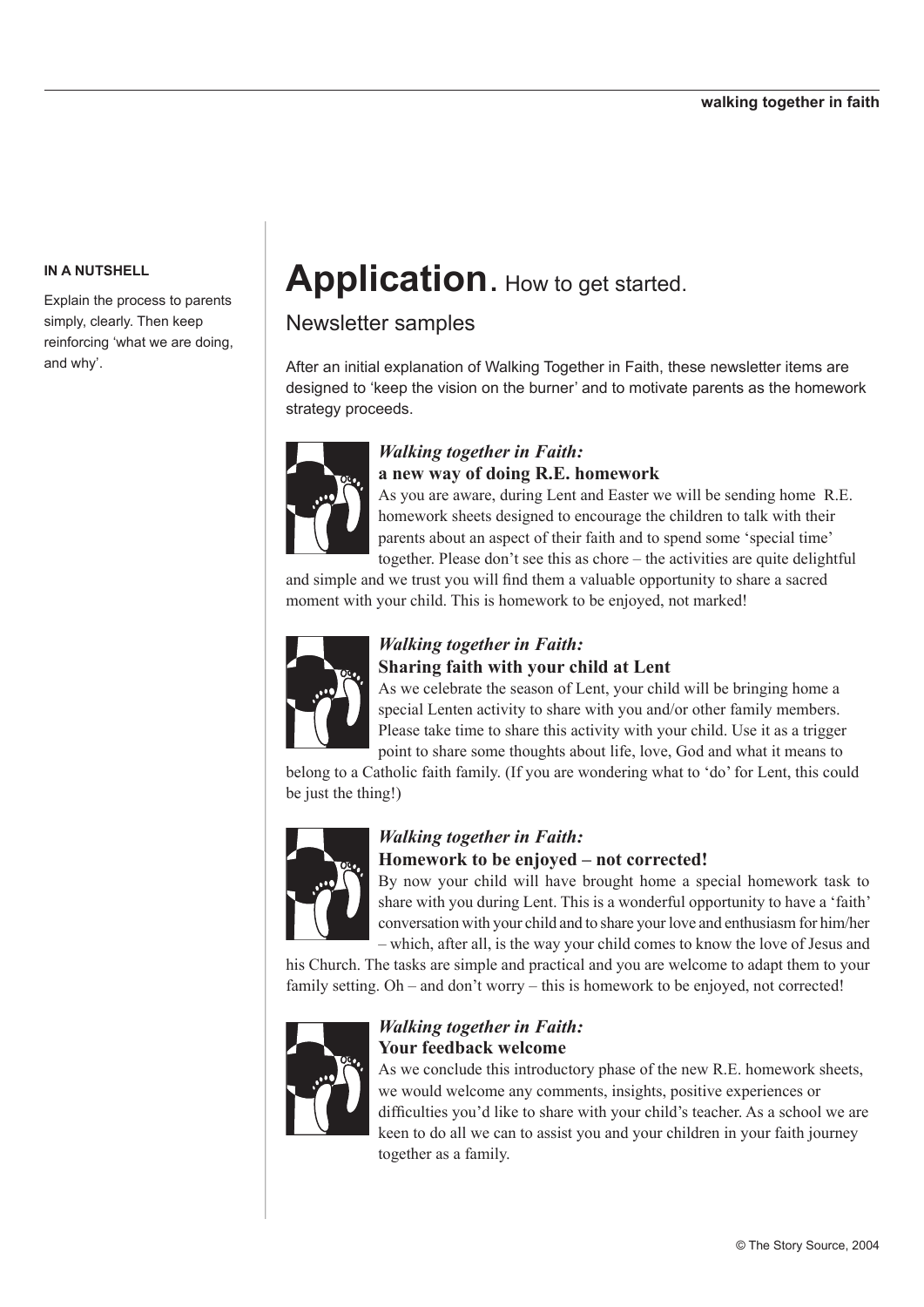**IN A NUTSHELL**

Explain the process to parents simply, clearly. Then keep reinforcing 'what we are doing, and why'.

# Application. How to get started.

## Newsletter samples

After an initial explanation of Walking Together in Faith, these newsletter items are designed to 'keep the vision on the burner' and to motivate parents as the homework strategy proceeds.

### *Walking together in Faith:* a new way of doing R.E. homework

As you are aware, during Lent and Easter we will be sending home R.E. homework sheets designed to encourage the children to talk with their parents about an aspect of their faith and to spend some 'special time' together. Please don't see this as chore – the activities are quite delightful and simple and we trust you will find them a valuable opportunity to share a sacred moment with your child. This is homework to be enjoyed, not marked!

### *Walking together in Faith:* Sharing faith with your child at Lent

As we celebrate the season of Lent, your child will be bringing home a special Lenten activity to share with you and/or other family members. Please take time to share this activity with your child. Use it as a trigger point to share some thoughts about life, love, God and what it means to belong to a Catholic faith family. (If you are wondering what to 'do' for Lent, this could be just the thing!)

### *Walking together in Faith:* Homework to be enjoyed – not corrected!

By now your child will have brought home a special homework task to share with you during Lent. This is a wonderful opportunity to have a 'faith' conversation with your child and to share your love and enthusiasm for him/her – which, after all, is the way your child comes to know the love of Jesus and his Church. The tasks are simple and practical and you are welcome to adapt them to your family setting. Oh – and don't worry – this is homework to be enjoyed, not corrected!

### *Walking together in Faith:* Your feedback welcome

As we conclude this introductory phase of the new R.E. homework sheets, we would welcome any comments, insights, positive experiences or difficulties you'd like to share with your child's teacher. As a school we are keen to do all we can to assist you and your children in your faith journey together as a family.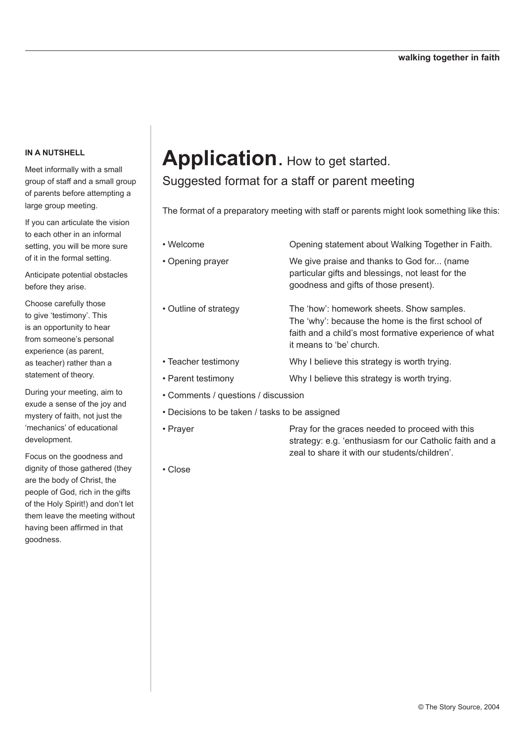### IN A NUTSHELL

Meet informally with a small group of staff and a small group of parents before attempting a large group meeting.

If you can articulate the vision to each other in an informal setting, you will be more sure of it in the formal setting.

Anticipate potential obstacles before they arise.

Choose carefully those to give 'testimony'. This is an opportunity to hear from someone's personal experience (as parent, as teacher) rather than a statement of theory.

During your meeting, aim to exude a sense of the joy and mystery of faith, not just the 'mechanics' of educational development.

Focus on the goodness and dignity of those gathered (they are the body of Christ, the people of God, rich in the gifts of the Holy Spirit!) and don't let them leave the meeting without having been affirmed in that goodness.

# **Application.** How to get started.

## Suggested format for a staff or parent meeting

The format of a preparatory meeting with staff or parents might look something like this:

- Welcome — Opening statement about Walking Together in Faith.
- Opening prayer — We give praise and thanks to God for... (name particular gifts and blessings, not least for the goodness and gifts of those present).
- Outline of strategy — The 'how': homework sheets. Show samples. The 'why': because the home is the first school of faith and a child's most formative experience of what it means to 'be' church.
- Teacher testimony — Why I believe this strategy is worth trying.
- Parent testimony — Why I believe this strategy is worth trying.
- Comments / questions / discussion
- Decisions to be taken / tasks to be assigned
- Prayer — Pray for the graces needed to proceed with this strategy: e.g. 'enthusiasm for our Catholic faith and a zeal to share it with our students/children'.
- Close

© The Story Source, 2004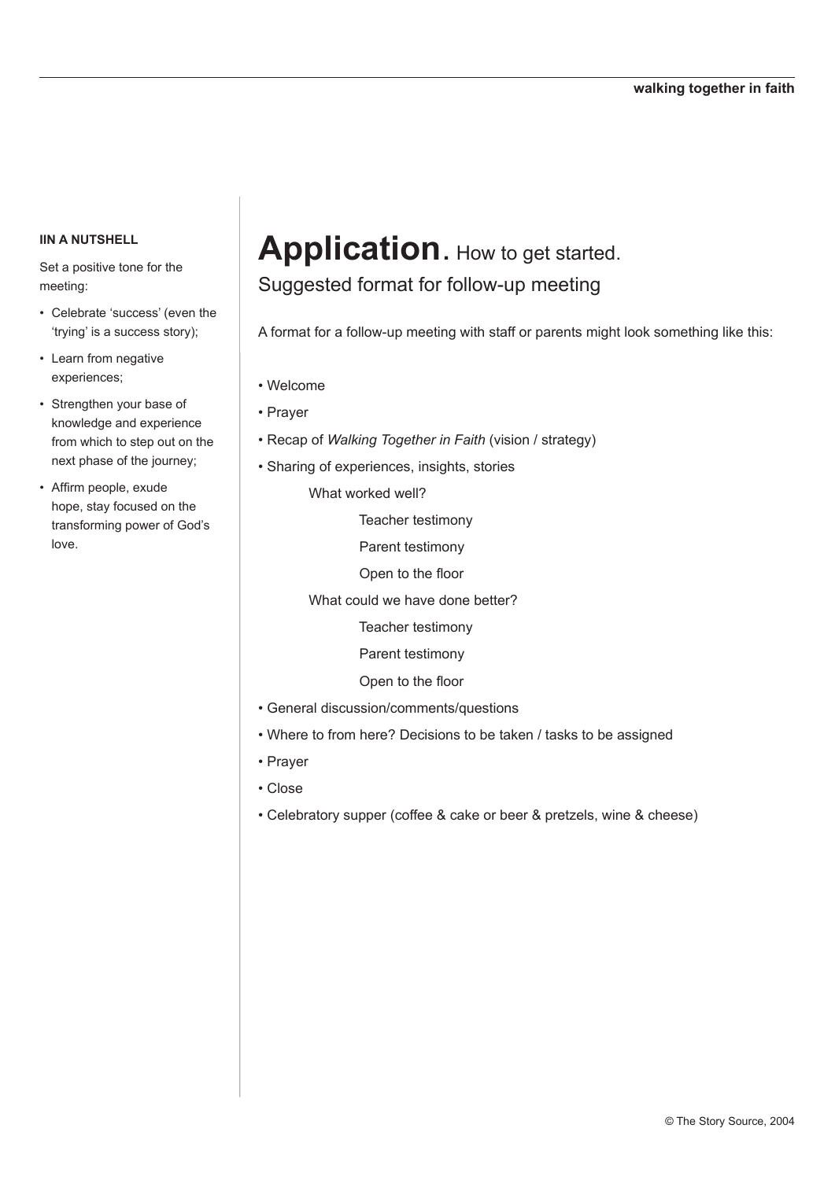**IIN A NUTSHELL**

Set a positive tone for the meeting:

- Celebrate 'success' (even the 'trying' is a success story);
- Learn from negative experiences;
- Strengthen your base of knowledge and experience from which to step out on the next phase of the journey;
- Affirm people, exude hope, stay focused on the transforming power of God's love.

# Application. How to get started.

## Suggested format for follow-up meeting

A format for a follow-up meeting with staff or parents might look something like this:

- Welcome
- Prayer
- Recap of *Walking Together in Faith* (vision / strategy)
- Sharing of experiences, insights, stories
  - What worked well?
    - Teacher testimony
    - Parent testimony
    - Open to the floor
  - What could we have done better?
    - Teacher testimony
    - Parent testimony
    - Open to the floor
- General discussion/comments/questions
- Where to from here? Decisions to be taken / tasks to be assigned
- Prayer
- Close
- Celebratory supper (coffee & cake or beer & pretzels, wine & cheese)

© The Story Source, 2004